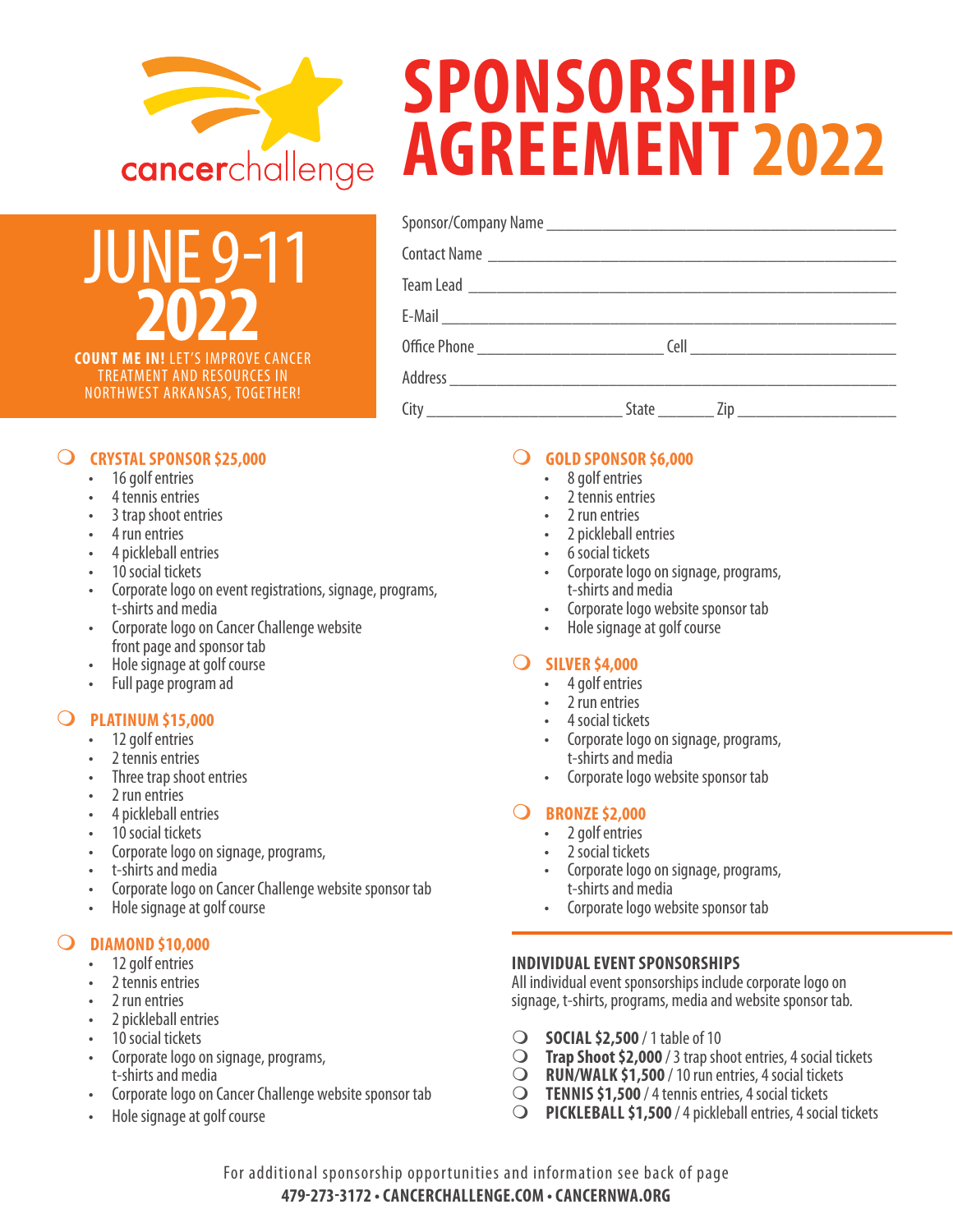cancerchallenge

# SPONSORSHIP AGREEMENT 2022

## JUNE 9-11 2022

**COUNT ME IN!** LET'S IMPROVE CANCER TREATMENT AND RESOURCES IN NORTHWEST ARKANSAS, TOGETHER!

Sponsor/Company Name ______________________________

Contact Name ______________________________

Team Lead ______________________________

E-Mail ______________________________

Office Phone ________________ Cell ________________

Address ______________________________

City ________________ State ______ Zip ____________

### ❍ CRYSTAL SPONSOR $25,000

- 16 golf entries
- 4 tennis entries
- 3 trap shoot entries
- 4 run entries
- 4 pickleball entries
- 10 social tickets
- Corporate logo on event registrations, signage, programs, t-shirts and media
- Corporate logo on Cancer Challenge website front page and sponsor tab
- Hole signage at golf course
- Full page program ad

### ❍ PLATINUM $15,000

- 12 golf entries
- 2 tennis entries
- Three trap shoot entries
- 2 run entries
- 4 pickleball entries
- 10 social tickets
- Corporate logo on signage, programs,
- t-shirts and media
- Corporate logo on Cancer Challenge website sponsor tab
- Hole signage at golf course

### ❍ DIAMOND $10,000

- 12 golf entries
- 2 tennis entries
- 2 run entries
- 2 pickleball entries
- 10 social tickets
- Corporate logo on signage, programs, t-shirts and media
- Corporate logo on Cancer Challenge website sponsor tab
- Hole signage at golf course

### ❍ GOLD SPONSOR $6,000

- 8 golf entries
- 2 tennis entries
- 2 run entries
- 2 pickleball entries
- 6 social tickets
- Corporate logo on signage, programs, t-shirts and media
- Corporate logo website sponsor tab
- Hole signage at golf course

### ❍ SILVER $4,000

- 4 golf entries
- 2 run entries
- 4 social tickets
- Corporate logo on signage, programs, t-shirts and media
- Corporate logo website sponsor tab

### ❍ BRONZE $2,000

- 2 golf entries
- 2 social tickets
- Corporate logo on signage, programs, t-shirts and media
- Corporate logo website sponsor tab

### INDIVIDUAL EVENT SPONSORSHIPS

All individual event sponsorships include corporate logo on signage, t-shirts, programs, media and website sponsor tab.

- ❍ **SOCIAL $2,500** / 1 table of 10
- ❍ **Trap Shoot $2,000** / 3 trap shoot entries, 4 social tickets
- ❍ **RUN/WALK $1,500** / 10 run entries, 4 social tickets
- ❍ **TENNIS $1,500** / 4 tennis entries, 4 social tickets
- ❍ **PICKLEBALL $1,500** / 4 pickleball entries, 4 social tickets

For additional sponsorship opportunities and information see back of page

**479-273-3172 • CANCERCHALLENGE.COM • CANCERNWA.ORG**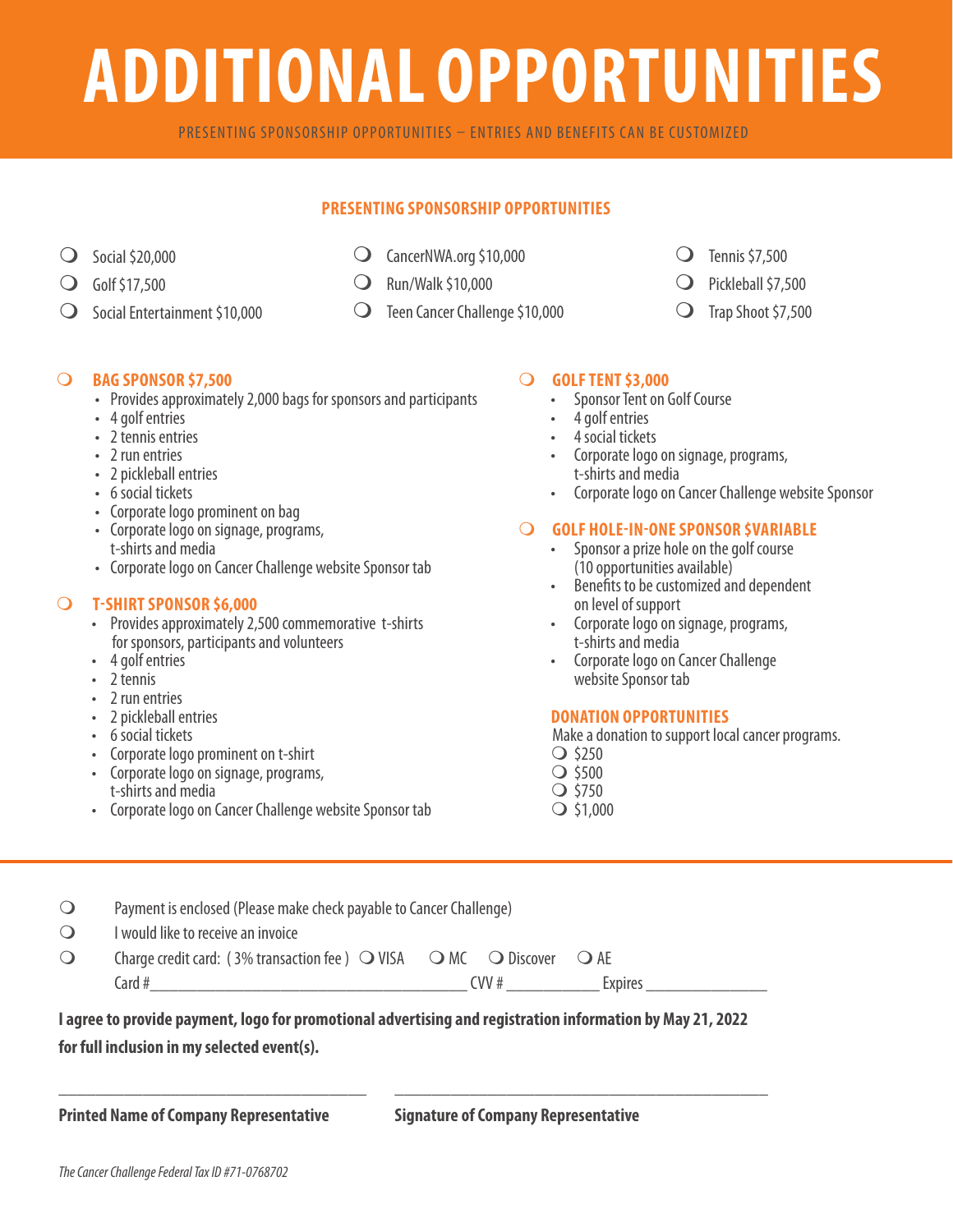# ADDITIONAL OPPORTUNITIES

PRESENTING SPONSORSHIP OPPORTUNITIES – ENTRIES AND BENEFITS CAN BE CUSTOMIZED

## PRESENTING SPONSORSHIP OPPORTUNITIES

- ❍ Social $20,000
- ❍ Golf $17,500
- ❍ Social Entertainment $10,000
- ❍ CancerNWA.org $10,000
- ❍ Run/Walk $10,000
- ❍ Teen Cancer Challenge $10,000
- ❍ Tennis $7,500
- ❍ Pickleball $7,500
- ❍ Trap Shoot $7,500

### ❍ BAG SPONSOR $7,500

- Provides approximately 2,000 bags for sponsors and participants
- 4 golf entries
- 2 tennis entries
- 2 run entries
- 2 pickleball entries
- 6 social tickets
- Corporate logo prominent on bag
- Corporate logo on signage, programs, t-shirts and media
- Corporate logo on Cancer Challenge website Sponsor tab

### ❍ T-SHIRT SPONSOR $6,000

- Provides approximately 2,500 commemorative t-shirts for sponsors, participants and volunteers
- 4 golf entries
- 2 tennis
- 2 run entries
- 2 pickleball entries
- 6 social tickets
- Corporate logo prominent on t-shirt
- Corporate logo on signage, programs, t-shirts and media
- Corporate logo on Cancer Challenge website Sponsor tab

### ❍ GOLF TENT $3,000

- Sponsor Tent on Golf Course
- 4 golf entries
- 4 social tickets
- Corporate logo on signage, programs, t-shirts and media
- Corporate logo on Cancer Challenge website Sponsor

### ❍ GOLF HOLE-IN-ONE SPONSOR $VARIABLE

- Sponsor a prize hole on the golf course (10 opportunities available)
- Benefits to be customized and dependent on level of support
- Corporate logo on signage, programs, t-shirts and media
- Corporate logo on Cancer Challenge website Sponsor tab

### DONATION OPPORTUNITIES

Make a donation to support local cancer programs.

- ❍ $250
- ❍ $500
- ❍ $750
- ❍ $1,000

---

- ❍ Payment is enclosed (Please make check payable to Cancer Challenge)
- ❍ I would like to receive an invoice
- ❍ Charge credit card: ( 3% transaction fee ) ❍ VISA ❍ MC ❍ Discover ❍ AE

Card #________________________________________ CVV # ____________ Expires ________________

**I agree to provide payment, logo for promotional advertising and registration information by May 21, 2022 for full inclusion in my selected event(s).**

________________________________________ ________________________________________________

**Printed Name of Company Representative** **Signature of Company Representative**

*The Cancer Challenge Federal Tax ID #71-0768702*